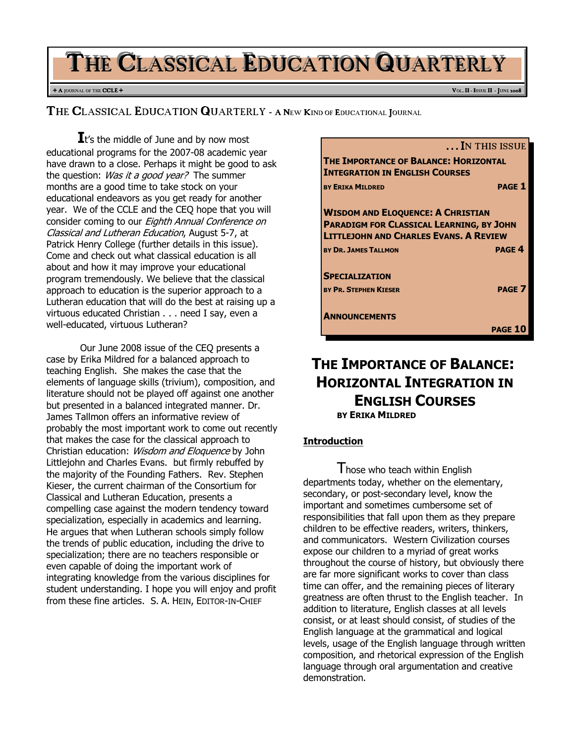# The Classical Education Quarterly

+ A JOURNAL OF THE CCLE +

## The Classical Education Quarterly - A New Kind of Educational Journal

It's the middle of June and by now most educational programs for the 2007-08 academic year have drawn to a close. Perhaps it might be good to ask the question: *Was it a good year?* The summer months are a good time to take stock on your educational endeavors as you get ready for another year. We of the CCLE and the CEQ hope that you will consider coming to our *Eighth Annual Conference on Classical and Lutheran Education*, August 5-7, at Patrick Henry College (further details in this issue). Come and check out what classical education is all about and how it may improve your educational program tremendously. We believe that the classical approach to education is the superior approach to a Lutheran education that will do the best at raising up a virtuous educated Christian . . . need I say, even a well-educated, virtuous Lutheran?

Our June 2008 issue of the CEQ presents a case by Erika Mildred for a balanced approach to teaching English. She makes the case that the elements of language skills (trivium), composition, and literature should not be played off against one another but presented in a balanced integrated manner. Dr. James Tallmon offers an informative review of probably the most important work to come out recently that makes the case for the classical approach to Christian education: *Wisdom and Eloquence* by John Littlejohn and Charles Evans. but firmly rebuffed by the majority of the Founding Fathers. Rev. Stephen Kieser, the current chairman of the Consortium for Classical and Lutheran Education, presents a compelling case against the modern tendency toward specialization, especially in academics and learning. He argues that when Lutheran schools simply follow the trends of public education, including the drive to specialization; there are no teachers responsible or even capable of doing the important work of integrating knowledge from the various disciplines for student understanding. I hope you will enjoy and profit from these fine articles. S. A. Hein, Editor-in-Chief

**. . . In this issue**

| | |
|---|---|
| **The Importance of Balance: Horizontal Integration in English Courses** by Erika Mildred | Page 1 |
| **Wisdom and Eloquence: A Christian Paradigm for Classical Learning, by John Littlejohn and Charles Evans. A Review** by Dr. James Tallmon | Page 4 |
| **Specialization** by Pr. Stephen Kieser | Page 7 |
| **Announcements** | Page 10 |

## The Importance of Balance: Horizontal Integration in English Courses

**by Erika Mildred**

### Introduction

Those who teach within English departments today, whether on the elementary, secondary, or post-secondary level, know the important and sometimes cumbersome set of responsibilities that fall upon them as they prepare children to be effective readers, writers, thinkers, and communicators. Western Civilization courses expose our children to a myriad of great works throughout the course of history, but obviously there are far more significant works to cover than class time can offer, and the remaining pieces of literary greatness are often thrust to the English teacher. In addition to literature, English classes at all levels consist, or at least should consist, of studies of the English language at the grammatical and logical levels, usage of the English language through written composition, and rhetorical expression of the English language through oral argumentation and creative demonstration.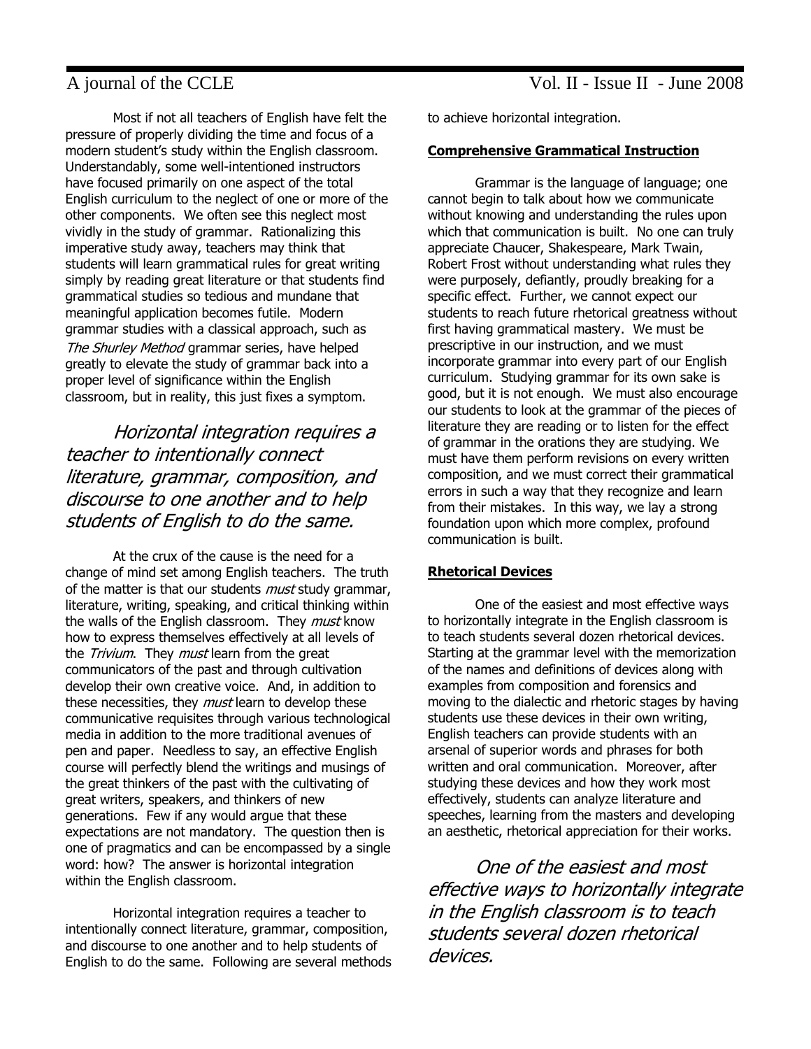Most if not all teachers of English have felt the pressure of properly dividing the time and focus of a modern student's study within the English classroom. Understandably, some well-intentioned instructors have focused primarily on one aspect of the total English curriculum to the neglect of one or more of the other components. We often see this neglect most vividly in the study of grammar. Rationalizing this imperative study away, teachers may think that students will learn grammatical rules for great writing simply by reading great literature or that students find grammatical studies so tedious and mundane that meaningful application becomes futile. Modern grammar studies with a classical approach, such as *The Shurley Method* grammar series, have helped greatly to elevate the study of grammar back into a proper level of significance within the English classroom, but in reality, this just fixes a symptom.

> *Horizontal integration requires a teacher to intentionally connect literature, grammar, composition, and discourse to one another and to help students of English to do the same.*

At the crux of the cause is the need for a change of mind set among English teachers. The truth of the matter is that our students *must* study grammar, literature, writing, speaking, and critical thinking within the walls of the English classroom. They *must* know how to express themselves effectively at all levels of the *Trivium*. They *must* learn from the great communicators of the past and through cultivation develop their own creative voice. And, in addition to these necessities, they *must* learn to develop these communicative requisites through various technological media in addition to the more traditional avenues of pen and paper. Needless to say, an effective English course will perfectly blend the writings and musings of the great thinkers of the past with the cultivating of great writers, speakers, and thinkers of new generations. Few if any would argue that these expectations are not mandatory. The question then is one of pragmatics and can be encompassed by a single word: how? The answer is horizontal integration within the English classroom.

Horizontal integration requires a teacher to intentionally connect literature, grammar, composition, and discourse to one another and to help students of English to do the same. Following are several methods to achieve horizontal integration.

## Comprehensive Grammatical Instruction

Grammar is the language of language; one cannot begin to talk about how we communicate without knowing and understanding the rules upon which that communication is built. No one can truly appreciate Chaucer, Shakespeare, Mark Twain, Robert Frost without understanding what rules they were purposely, defiantly, proudly breaking for a specific effect. Further, we cannot expect our students to reach future rhetorical greatness without first having grammatical mastery. We must be prescriptive in our instruction, and we must incorporate grammar into every part of our English curriculum. Studying grammar for its own sake is good, but it is not enough. We must also encourage our students to look at the grammar of the pieces of literature they are reading or to listen for the effect of grammar in the orations they are studying. We must have them perform revisions on every written composition, and we must correct their grammatical errors in such a way that they recognize and learn from their mistakes. In this way, we lay a strong foundation upon which more complex, profound communication is built.

## Rhetorical Devices

One of the easiest and most effective ways to horizontally integrate in the English classroom is to teach students several dozen rhetorical devices. Starting at the grammar level with the memorization of the names and definitions of devices along with examples from composition and forensics and moving to the dialectic and rhetoric stages by having students use these devices in their own writing, English teachers can provide students with an arsenal of superior words and phrases for both written and oral communication. Moreover, after studying these devices and how they work most effectively, students can analyze literature and speeches, learning from the masters and developing an aesthetic, rhetorical appreciation for their works.

> *One of the easiest and most effective ways to horizontally integrate in the English classroom is to teach students several dozen rhetorical devices.*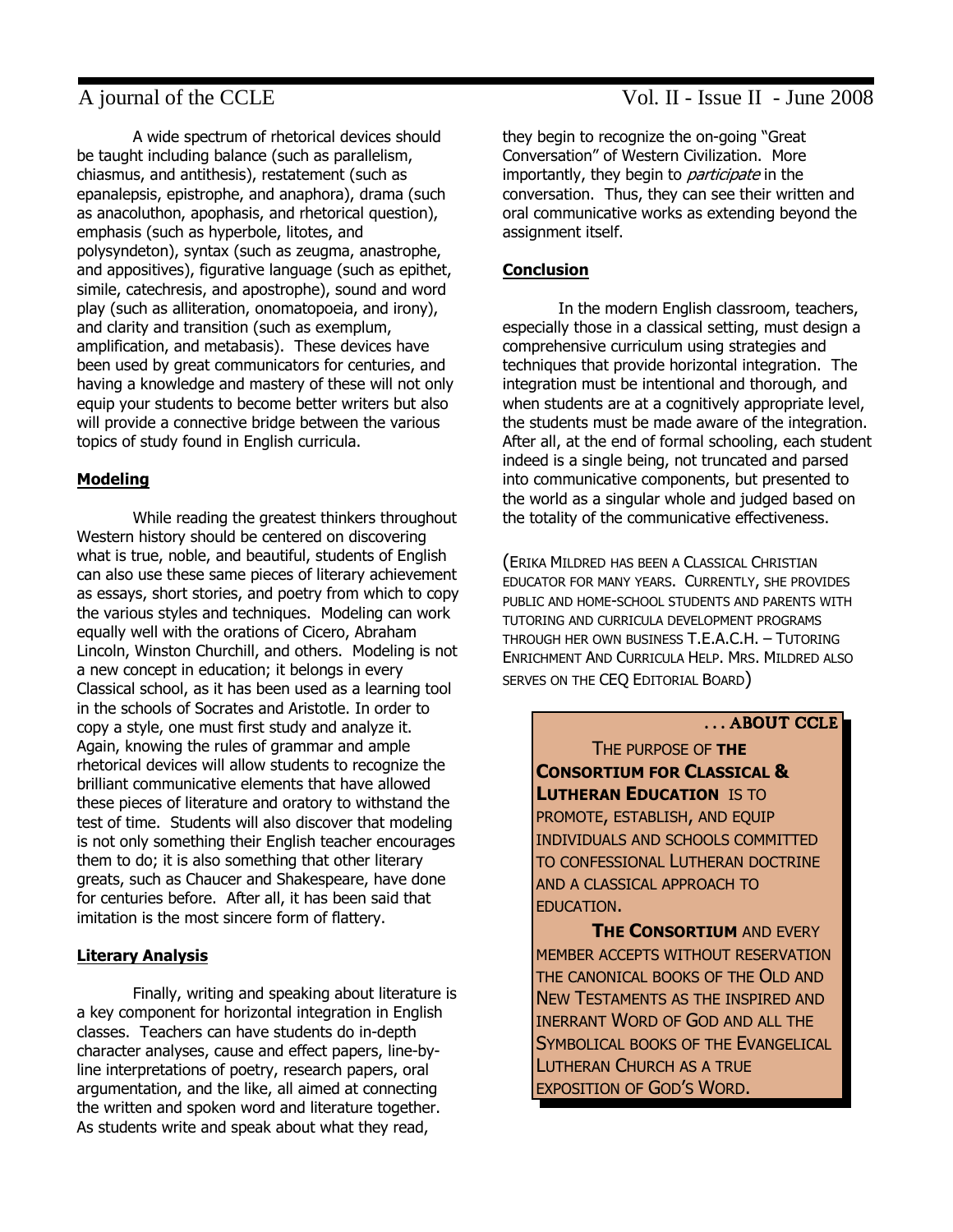A wide spectrum of rhetorical devices should be taught including balance (such as parallelism, chiasmus, and antithesis), restatement (such as epanalepsis, epistrophe, and anaphora), drama (such as anacoluthon, apophasis, and rhetorical question), emphasis (such as hyperbole, litotes, and polysyndeton), syntax (such as zeugma, anastrophe, and appositives), figurative language (such as epithet, simile, catechresis, and apostrophe), sound and word play (such as alliteration, onomatopoeia, and irony), and clarity and transition (such as exemplum, amplification, and metabasis). These devices have been used by great communicators for centuries, and having a knowledge and mastery of these will not only equip your students to become better writers but also will provide a connective bridge between the various topics of study found in English curricula.

**Modeling**

While reading the greatest thinkers throughout Western history should be centered on discovering what is true, noble, and beautiful, students of English can also use these same pieces of literary achievement as essays, short stories, and poetry from which to copy the various styles and techniques. Modeling can work equally well with the orations of Cicero, Abraham Lincoln, Winston Churchill, and others. Modeling is not a new concept in education; it belongs in every Classical school, as it has been used as a learning tool in the schools of Socrates and Aristotle. In order to copy a style, one must first study and analyze it. Again, knowing the rules of grammar and ample rhetorical devices will allow students to recognize the brilliant communicative elements that have allowed these pieces of literature and oratory to withstand the test of time. Students will also discover that modeling is not only something their English teacher encourages them to do; it is also something that other literary greats, such as Chaucer and Shakespeare, have done for centuries before. After all, it has been said that imitation is the most sincere form of flattery.

**Literary Analysis**

Finally, writing and speaking about literature is a key component for horizontal integration in English classes. Teachers can have students do in-depth character analyses, cause and effect papers, line-by-line interpretations of poetry, research papers, oral argumentation, and the like, all aimed at connecting the written and spoken word and literature together. As students write and speak about what they read, they begin to recognize the on-going "Great Conversation" of Western Civilization. More importantly, they begin to *participate* in the conversation. Thus, they can see their written and oral communicative works as extending beyond the assignment itself.

**Conclusion**

In the modern English classroom, teachers, especially those in a classical setting, must design a comprehensive curriculum using strategies and techniques that provide horizontal integration. The integration must be intentional and thorough, and when students are at a cognitively appropriate level, the students must be made aware of the integration. After all, at the end of formal schooling, each student indeed is a single being, not truncated and parsed into communicative components, but presented to the world as a singular whole and judged based on the totality of the communicative effectiveness.

(Erika Mildred has been a Classical Christian educator for many years. Currently, she provides public and home-school students and parents with tutoring and curricula development programs through her own business T.E.A.C.H. – Tutoring Enrichment And Curricula Help. Mrs. Mildred also serves on the CEQ Editorial Board)

**. . . ABOUT CCLE**

The purpose of **The Consortium for Classical & Lutheran Education** is to promote, establish, and equip individuals and schools committed to confessional Lutheran doctrine and a classical approach to education.

**The Consortium** and every member accepts without reservation the canonical books of the Old and New Testaments as the inspired and inerrant Word of God and all the Symbolical books of the Evangelical Lutheran Church as a true exposition of God's Word.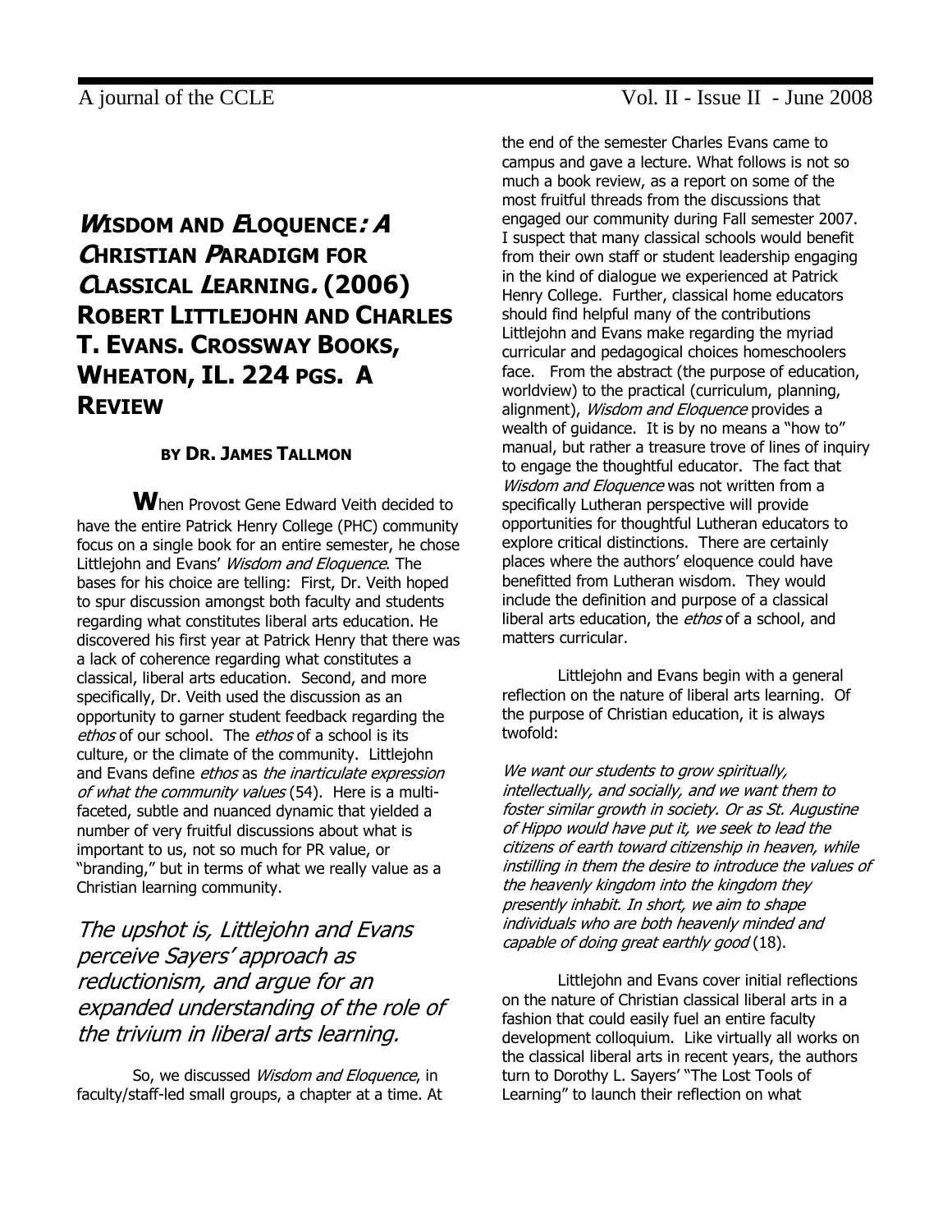# *Wisdom and Eloquence: A Christian Paradigm for Classical Learning.* (2006) Robert Littlejohn and Charles T. Evans. Crossway Books, Wheaton, IL. 224 pgs. A Review

**by Dr. James Tallmon**

When Provost Gene Edward Veith decided to have the entire Patrick Henry College (PHC) community focus on a single book for an entire semester, he chose Littlejohn and Evans' *Wisdom and Eloquence*. The bases for his choice are telling: First, Dr. Veith hoped to spur discussion amongst both faculty and students regarding what constitutes liberal arts education. He discovered his first year at Patrick Henry that there was a lack of coherence regarding what constitutes a classical, liberal arts education. Second, and more specifically, Dr. Veith used the discussion as an opportunity to garner student feedback regarding the *ethos* of our school. The *ethos* of a school is its culture, or the climate of the community. Littlejohn and Evans define *ethos* as *the inarticulate expression of what the community values* (54). Here is a multi-faceted, subtle and nuanced dynamic that yielded a number of very fruitful discussions about what is important to us, not so much for PR value, or "branding," but in terms of what we really value as a Christian learning community.

*The upshot is, Littlejohn and Evans perceive Sayers' approach as reductionism, and argue for an expanded understanding of the role of the trivium in liberal arts learning.*

So, we discussed *Wisdom and Eloquence*, in faculty/staff-led small groups, a chapter at a time. At the end of the semester Charles Evans came to campus and gave a lecture. What follows is not so much a book review, as a report on some of the most fruitful threads from the discussions that engaged our community during Fall semester 2007. I suspect that many classical schools would benefit from their own staff or student leadership engaging in the kind of dialogue we experienced at Patrick Henry College. Further, classical home educators should find helpful many of the contributions Littlejohn and Evans make regarding the myriad curricular and pedagogical choices homeschoolers face. From the abstract (the purpose of education, worldview) to the practical (curriculum, planning, alignment), *Wisdom and Eloquence* provides a wealth of guidance. It is by no means a "how to" manual, but rather a treasure trove of lines of inquiry to engage the thoughtful educator. The fact that *Wisdom and Eloquence* was not written from a specifically Lutheran perspective will provide opportunities for thoughtful Lutheran educators to explore critical distinctions. There are certainly places where the authors' eloquence could have benefitted from Lutheran wisdom. They would include the definition and purpose of a classical liberal arts education, the *ethos* of a school, and matters curricular.

Littlejohn and Evans begin with a general reflection on the nature of liberal arts learning. Of the purpose of Christian education, it is always twofold:

*We want our students to grow spiritually, intellectually, and socially, and we want them to foster similar growth in society. Or as St. Augustine of Hippo would have put it, we seek to lead the citizens of earth toward citizenship in heaven, while instilling in them the desire to introduce the values of the heavenly kingdom into the kingdom they presently inhabit. In short, we aim to shape individuals who are both heavenly minded and capable of doing great earthly good* (18).

Littlejohn and Evans cover initial reflections on the nature of Christian classical liberal arts in a fashion that could easily fuel an entire faculty development colloquium. Like virtually all works on the classical liberal arts in recent years, the authors turn to Dorothy L. Sayers' "The Lost Tools of Learning" to launch their reflection on what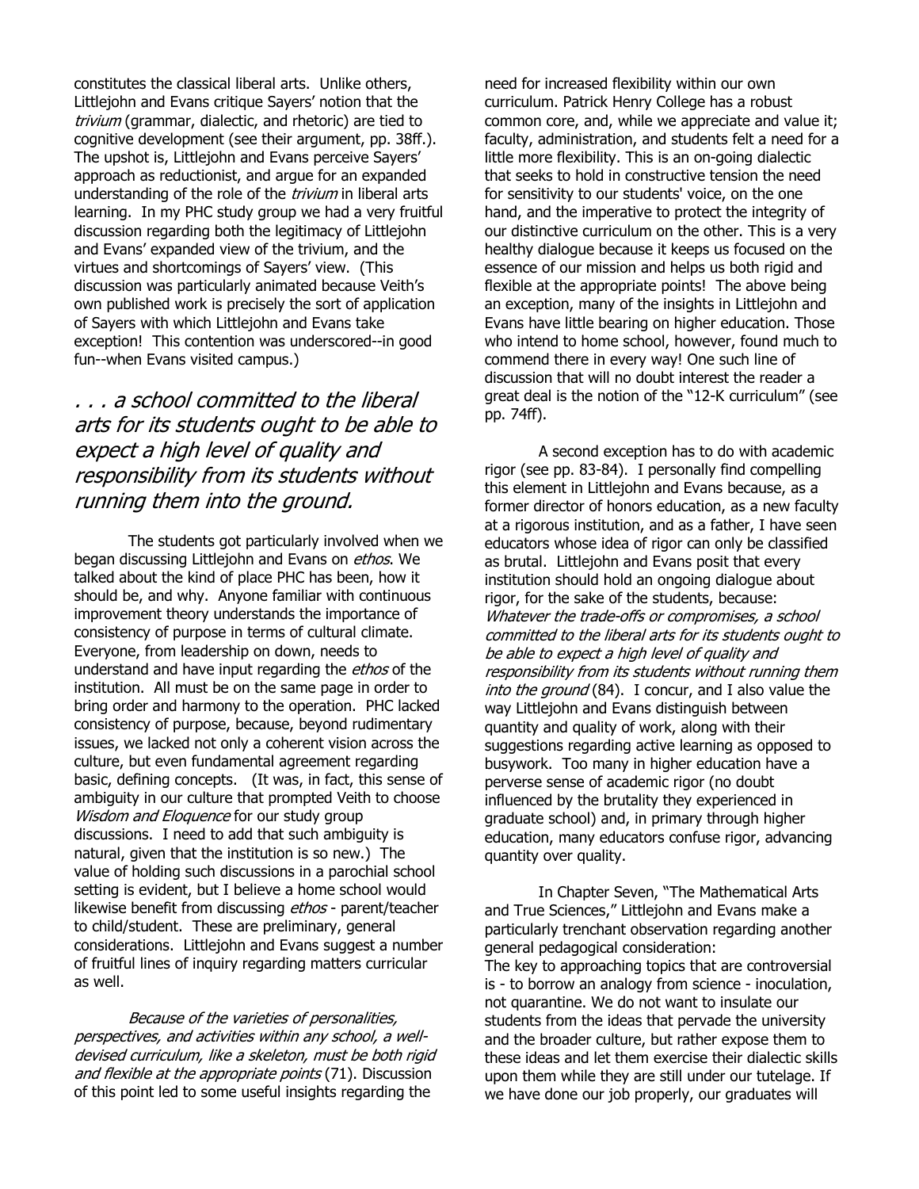constitutes the classical liberal arts. Unlike others, Littlejohn and Evans critique Sayers' notion that the *trivium* (grammar, dialectic, and rhetoric) are tied to cognitive development (see their argument, pp. 38ff.). The upshot is, Littlejohn and Evans perceive Sayers' approach as reductionist, and argue for an expanded understanding of the role of the *trivium* in liberal arts learning. In my PHC study group we had a very fruitful discussion regarding both the legitimacy of Littlejohn and Evans' expanded view of the trivium, and the virtues and shortcomings of Sayers' view. (This discussion was particularly animated because Veith's own published work is precisely the sort of application of Sayers with which Littlejohn and Evans take exception! This contention was underscored--in good fun--when Evans visited campus.)

*. . . a school committed to the liberal arts for its students ought to be able to expect a high level of quality and responsibility from its students without running them into the ground.*

The students got particularly involved when we began discussing Littlejohn and Evans on *ethos*. We talked about the kind of place PHC has been, how it should be, and why. Anyone familiar with continuous improvement theory understands the importance of consistency of purpose in terms of cultural climate. Everyone, from leadership on down, needs to understand and have input regarding the *ethos* of the institution. All must be on the same page in order to bring order and harmony to the operation. PHC lacked consistency of purpose, because, beyond rudimentary issues, we lacked not only a coherent vision across the culture, but even fundamental agreement regarding basic, defining concepts. (It was, in fact, this sense of ambiguity in our culture that prompted Veith to choose *Wisdom and Eloquence* for our study group discussions. I need to add that such ambiguity is natural, given that the institution is so new.) The value of holding such discussions in a parochial school setting is evident, but I believe a home school would likewise benefit from discussing *ethos* - parent/teacher to child/student. These are preliminary, general considerations. Littlejohn and Evans suggest a number of fruitful lines of inquiry regarding matters curricular as well.

*Because of the varieties of personalities, perspectives, and activities within any school, a well-devised curriculum, like a skeleton, must be both rigid and flexible at the appropriate points* (71). Discussion of this point led to some useful insights regarding the need for increased flexibility within our own curriculum. Patrick Henry College has a robust common core, and, while we appreciate and value it; faculty, administration, and students felt a need for a little more flexibility. This is an on-going dialectic that seeks to hold in constructive tension the need for sensitivity to our students' voice, on the one hand, and the imperative to protect the integrity of our distinctive curriculum on the other. This is a very healthy dialogue because it keeps us focused on the essence of our mission and helps us both rigid and flexible at the appropriate points! The above being an exception, many of the insights in Littlejohn and Evans have little bearing on higher education. Those who intend to home school, however, found much to commend there in every way! One such line of discussion that will no doubt interest the reader a great deal is the notion of the "12-K curriculum" (see pp. 74ff).

A second exception has to do with academic rigor (see pp. 83-84). I personally find compelling this element in Littlejohn and Evans because, as a former director of honors education, as a new faculty at a rigorous institution, and as a father, I have seen educators whose idea of rigor can only be classified as brutal. Littlejohn and Evans posit that every institution should hold an ongoing dialogue about rigor, for the sake of the students, because: *Whatever the trade-offs or compromises, a school committed to the liberal arts for its students ought to be able to expect a high level of quality and responsibility from its students without running them into the ground* (84). I concur, and I also value the way Littlejohn and Evans distinguish between quantity and quality of work, along with their suggestions regarding active learning as opposed to busywork. Too many in higher education have a perverse sense of academic rigor (no doubt influenced by the brutality they experienced in graduate school) and, in primary through higher education, many educators confuse rigor, advancing quantity over quality.

In Chapter Seven, "The Mathematical Arts and True Sciences," Littlejohn and Evans make a particularly trenchant observation regarding another general pedagogical consideration:

The key to approaching topics that are controversial is - to borrow an analogy from science - inoculation, not quarantine. We do not want to insulate our students from the ideas that pervade the university and the broader culture, but rather expose them to these ideas and let them exercise their dialectic skills upon them while they are still under our tutelage. If we have done our job properly, our graduates will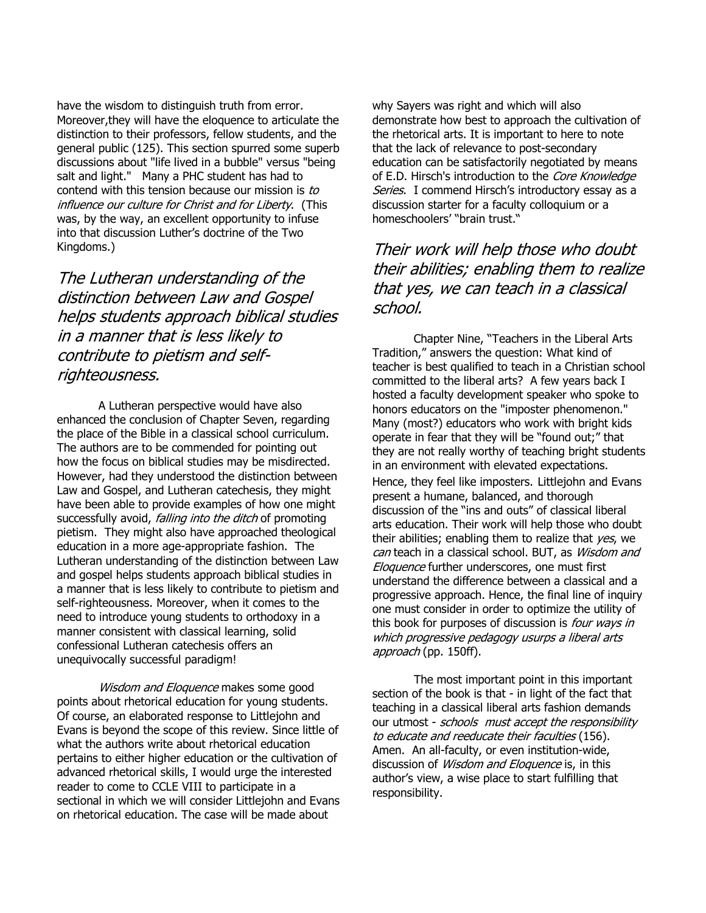have the wisdom to distinguish truth from error. Moreover,they will have the eloquence to articulate the distinction to their professors, fellow students, and the general public (125). This section spurred some superb discussions about "life lived in a bubble" versus "being salt and light." Many a PHC student has had to contend with this tension because our mission is *to influence our culture for Christ and for Liberty*. (This was, by the way, an excellent opportunity to infuse into that discussion Luther's doctrine of the Two Kingdoms.)

*The Lutheran understanding of the distinction between Law and Gospel helps students approach biblical studies in a manner that is less likely to contribute to pietism and self-righteousness.*

A Lutheran perspective would have also enhanced the conclusion of Chapter Seven, regarding the place of the Bible in a classical school curriculum. The authors are to be commended for pointing out how the focus on biblical studies may be misdirected. However, had they understood the distinction between Law and Gospel, and Lutheran catechesis, they might have been able to provide examples of how one might successfully avoid, *falling into the ditch* of promoting pietism. They might also have approached theological education in a more age-appropriate fashion. The Lutheran understanding of the distinction between Law and gospel helps students approach biblical studies in a manner that is less likely to contribute to pietism and self-righteousness. Moreover, when it comes to the need to introduce young students to orthodoxy in a manner consistent with classical learning, solid confessional Lutheran catechesis offers an unequivocally successful paradigm!

*Wisdom and Eloquence* makes some good points about rhetorical education for young students. Of course, an elaborated response to Littlejohn and Evans is beyond the scope of this review. Since little of what the authors write about rhetorical education pertains to either higher education or the cultivation of advanced rhetorical skills, I would urge the interested reader to come to CCLE VIII to participate in a sectional in which we will consider Littlejohn and Evans on rhetorical education. The case will be made about why Sayers was right and which will also demonstrate how best to approach the cultivation of the rhetorical arts. It is important to here to note that the lack of relevance to post-secondary education can be satisfactorily negotiated by means of E.D. Hirsch's introduction to the *Core Knowledge Series*. I commend Hirsch's introductory essay as a discussion starter for a faculty colloquium or a homeschoolers' "brain trust."

*Their work will help those who doubt their abilities; enabling them to realize that yes, we can teach in a classical school.*

Chapter Nine, "Teachers in the Liberal Arts Tradition," answers the question: What kind of teacher is best qualified to teach in a Christian school committed to the liberal arts? A few years back I hosted a faculty development speaker who spoke to honors educators on the "imposter phenomenon." Many (most?) educators who work with bright kids operate in fear that they will be "found out;" that they are not really worthy of teaching bright students in an environment with elevated expectations. Hence, they feel like imposters. Littlejohn and Evans present a humane, balanced, and thorough discussion of the "ins and outs" of classical liberal arts education. Their work will help those who doubt their abilities; enabling them to realize that *yes*, we *can* teach in a classical school. BUT, as *Wisdom and Eloquence* further underscores, one must first understand the difference between a classical and a progressive approach. Hence, the final line of inquiry one must consider in order to optimize the utility of this book for purposes of discussion is *four ways in which progressive pedagogy usurps a liberal arts approach* (pp. 150ff).

The most important point in this important section of the book is that - in light of the fact that teaching in a classical liberal arts fashion demands our utmost - *schools must accept the responsibility to educate and reeducate their faculties* (156). Amen. An all-faculty, or even institution-wide, discussion of *Wisdom and Eloquence* is, in this author's view, a wise place to start fulfilling that responsibility.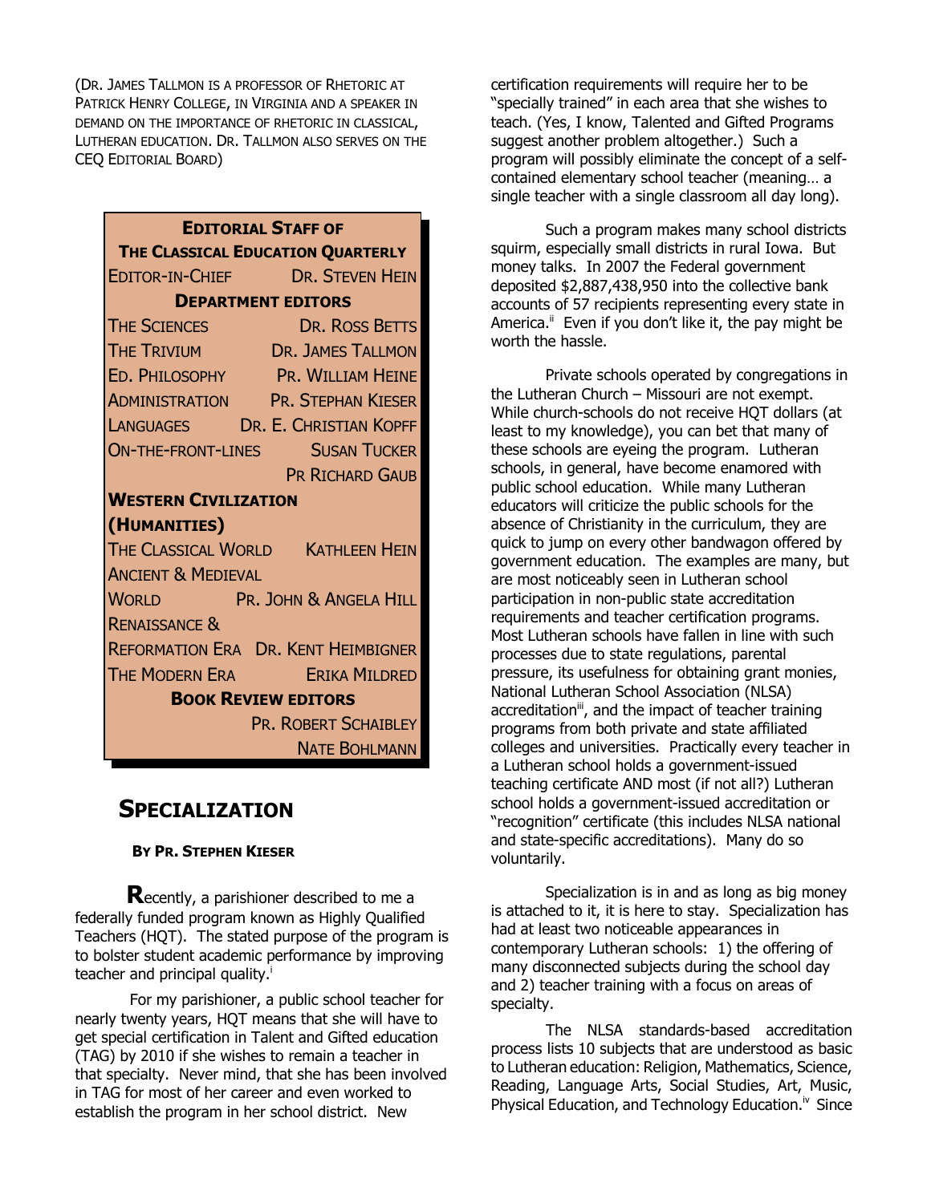(Dr. James Tallmon is a professor of Rhetoric at Patrick Henry College, in Virginia and a speaker in demand on the importance of rhetoric in classical, Lutheran education. Dr. Tallmon also serves on the CEQ Editorial Board)

**Editorial Staff of The Classical Education Quarterly**

| | |
|---|---|
| Editor-in-Chief | Dr. Steven Hein |
| **Department Editors** | |
| The Sciences | Dr. Ross Betts |
| The Trivium | Dr. James Tallmon |
| Ed. Philosophy | Pr. William Heine |
| Administration | Pr. Stephen Kieser |
| Languages | Dr. E. Christian Kopff |
| On-the-Front-Lines | Susan Tucker |
| | Pr Richard Gaub |
| **Western Civilization (Humanities)** | |
| The Classical World | Kathleen Hein |
| Ancient & Medieval World | Pr. John & Angela Hill |
| Renaissance & Reformation Era | Dr. Kent Heimbigner |
| The Modern Era | Erika Mildred |
| **Book Review Editors** | |
| | Pr. Robert Schaibley |
| | Nate Bohlmann |

## Specialization

**By Pr. Stephen Kieser**

Recently, a parishioner described to me a federally funded program known as Highly Qualified Teachers (HQT). The stated purpose of the program is to bolster student academic performance by improving teacher and principal quality.[i]

For my parishioner, a public school teacher for nearly twenty years, HQT means that she will have to get special certification in Talent and Gifted education (TAG) by 2010 if she wishes to remain a teacher in that specialty. Never mind, that she has been involved in TAG for most of her career and even worked to establish the program in her school district. New certification requirements will require her to be "specially trained" in each area that she wishes to teach. (Yes, I know, Talented and Gifted Programs suggest another problem altogether.) Such a program will possibly eliminate the concept of a self-contained elementary school teacher (meaning… a single teacher with a single classroom all day long).

Such a program makes many school districts squirm, especially small districts in rural Iowa. But money talks. In 2007 the Federal government deposited $2,887,438,950 into the collective bank accounts of 57 recipients representing every state in America.[ii] Even if you don't like it, the pay might be worth the hassle.

Private schools operated by congregations in the Lutheran Church – Missouri are not exempt. While church-schools do not receive HQT dollars (at least to my knowledge), you can bet that many of these schools are eyeing the program. Lutheran schools, in general, have become enamored with public school education. While many Lutheran educators will criticize the public schools for the absence of Christianity in the curriculum, they are quick to jump on every other bandwagon offered by government education. The examples are many, but are most noticeably seen in Lutheran school participation in non-public state accreditation requirements and teacher certification programs. Most Lutheran schools have fallen in line with such processes due to state regulations, parental pressure, its usefulness for obtaining grant monies, National Lutheran School Association (NLSA) accreditation[iii], and the impact of teacher training programs from both private and state affiliated colleges and universities. Practically every teacher in a Lutheran school holds a government-issued teaching certificate AND most (if not all?) Lutheran school holds a government-issued accreditation or "recognition" certificate (this includes NLSA national and state-specific accreditations). Many do so voluntarily.

Specialization is in and as long as big money is attached to it, it is here to stay. Specialization has had at least two noticeable appearances in contemporary Lutheran schools: 1) the offering of many disconnected subjects during the school day and 2) teacher training with a focus on areas of specialty.

The NLSA standards-based accreditation process lists 10 subjects that are understood as basic to Lutheran education: Religion, Mathematics, Science, Reading, Language Arts, Social Studies, Art, Music, Physical Education, and Technology Education.[iv] Since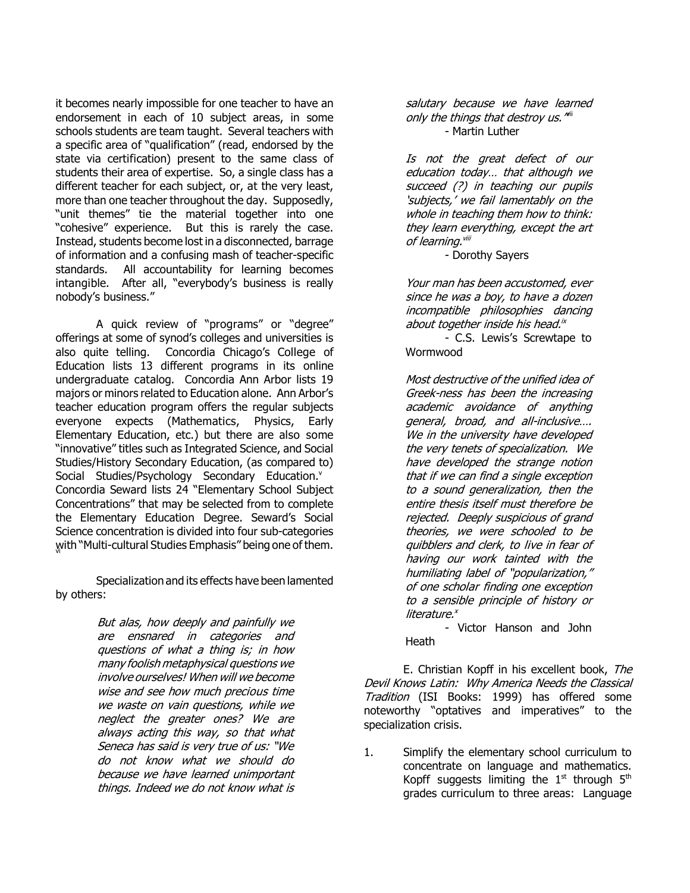it becomes nearly impossible for one teacher to have an endorsement in each of 10 subject areas, in some schools students are team taught. Several teachers with a specific area of "qualification" (read, endorsed by the state via certification) present to the same class of students their area of expertise. So, a single class has a different teacher for each subject, or, at the very least, more than one teacher throughout the day. Supposedly, "unit themes" tie the material together into one "cohesive" experience. But this is rarely the case. Instead, students become lost in a disconnected, barrage of information and a confusing mash of teacher-specific standards. All accountability for learning becomes intangible. After all, "everybody's business is really nobody's business."

A quick review of "programs" or "degree" offerings at some of synod's colleges and universities is also quite telling. Concordia Chicago's College of Education lists 13 different programs in its online undergraduate catalog. Concordia Ann Arbor lists 19 majors or minors related to Education alone. Ann Arbor's teacher education program offers the regular subjects everyone expects (Mathematics, Physics, Early Elementary Education, etc.) but there are also some "innovative" titles such as Integrated Science, and Social Studies/History Secondary Education, (as compared to) Social Studies/Psychology Secondary Education.[v] Concordia Seward lists 24 "Elementary School Subject Concentrations" that may be selected from to complete the Elementary Education Degree. Seward's Social Science concentration is divided into four sub-categories with "Multi-cultural Studies Emphasis" being one of them.[vi]

Specialization and its effects have been lamented by others:

> *But alas, how deeply and painfully we are ensnared in categories and questions of what a thing is; in how many foolish metaphysical questions we involve ourselves! When will we become wise and see how much precious time we waste on vain questions, while we neglect the greater ones? We are always acting this way, so that what Seneca has said is very true of us: "We do not know what we should do because we have learned unimportant things. Indeed we do not know what is salutary because we have learned only the things that destroy us."*[vii]
>
> - Martin Luther

> *Is not the great defect of our education today… that although we succeed (?) in teaching our pupils 'subjects,' we fail lamentably on the whole in teaching them how to think: they learn everything, except the art of learning.*[viii]
>
> - Dorothy Sayers

> *Your man has been accustomed, ever since he was a boy, to have a dozen incompatible philosophies dancing about together inside his head.*[ix]
>
> - C.S. Lewis's Screwtape to Wormwood

> *Most destructive of the unified idea of Greek-ness has been the increasing academic avoidance of anything general, broad, and all-inclusive…. We in the university have developed the very tenets of specialization. We have developed the strange notion that if we can find a single exception to a sound generalization, then the entire thesis itself must therefore be rejected. Deeply suspicious of grand theories, we were schooled to be quibblers and clerk, to live in fear of having our work tainted with the humiliating label of "popularization," of one scholar finding one exception to a sensible principle of history or literature.*[x]
>
> - Victor Hanson and John Heath

E. Christian Kopff in his excellent book, *The Devil Knows Latin: Why America Needs the Classical Tradition* (ISI Books: 1999) has offered some noteworthy "optatives and imperatives" to the specialization crisis.

1. Simplify the elementary school curriculum to concentrate on language and mathematics. Kopff suggests limiting the 1st through 5th grades curriculum to three areas: Language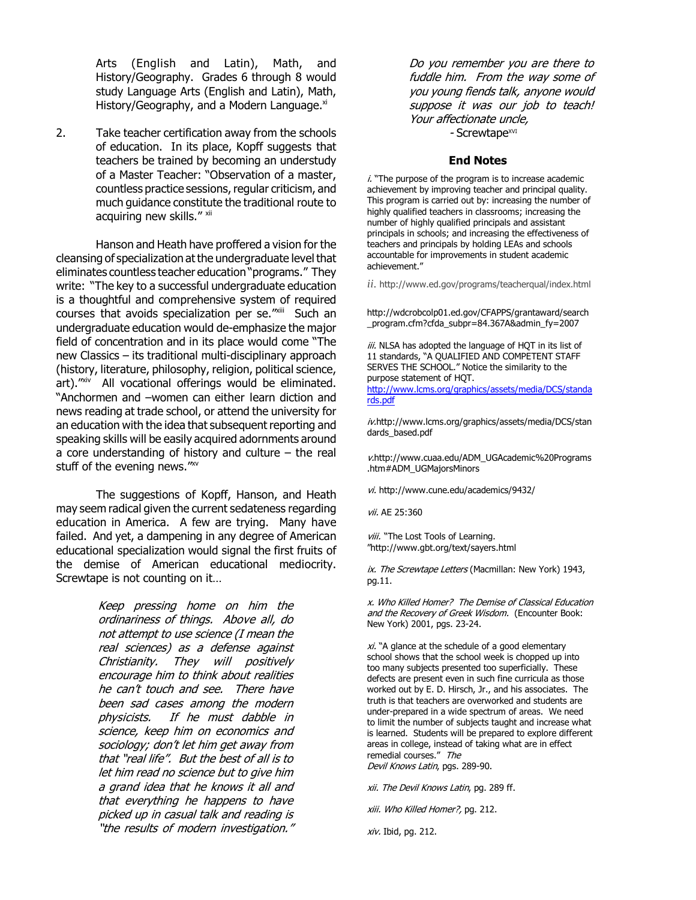Arts (English and Latin), Math, and History/Geography. Grades 6 through 8 would study Language Arts (English and Latin), Math, History/Geography, and a Modern Language.[xi]

2. Take teacher certification away from the schools of education. In its place, Kopff suggests that teachers be trained by becoming an understudy of a Master Teacher: "Observation of a master, countless practice sessions, regular criticism, and much guidance constitute the traditional route to acquiring new skills." [xii]

Hanson and Heath have proffered a vision for the cleansing of specialization at the undergraduate level that eliminates countless teacher education "programs." They write: "The key to a successful undergraduate education is a thoughtful and comprehensive system of required courses that avoids specialization per se."[xiii] Such an undergraduate education would de-emphasize the major field of concentration and in its place would come "The new Classics – its traditional multi-disciplinary approach (history, literature, philosophy, religion, political science, art)."[xiv] All vocational offerings would be eliminated. "Anchormen and –women can either learn diction and news reading at trade school, or attend the university for an education with the idea that subsequent reporting and speaking skills will be easily acquired adornments around a core understanding of history and culture – the real stuff of the evening news."[xv]

The suggestions of Kopff, Hanson, and Heath may seem radical given the current sedateness regarding education in America. A few are trying. Many have failed. And yet, a dampening in any degree of American educational specialization would signal the first fruits of the demise of American educational mediocrity. Screwtape is not counting on it…

> *Keep pressing home on him the ordinariness of things. Above all, do not attempt to use science (I mean the real sciences) as a defense against Christianity. They will positively encourage him to think about realities he can't touch and see. There have been sad cases among the modern physicists. If he must dabble in science, keep him on economics and sociology; don't let him get away from that "real life". But the best of all is to let him read no science but to give him a grand idea that he knows it all and that everything he happens to have picked up in casual talk and reading is "the results of modern investigation."*
>
> *Do you remember you are there to fuddle him. From the way some of you young fiends talk, anyone would suppose it was our job to teach! Your affectionate uncle,*
> - Screwtape[XVI]

## End Notes

*i.* "The purpose of the program is to increase academic achievement by improving teacher and principal quality. This program is carried out by: increasing the number of highly qualified teachers in classrooms; increasing the number of highly qualified principals and assistant principals in schools; and increasing the effectiveness of teachers and principals by holding LEAs and schools accountable for improvements in student academic achievement."

*ii.* http://www.ed.gov/programs/teacherqual/index.html

http://wdcrobcolp01.ed.gov/CFAPPS/grantaward/search_program.cfm?cfda_subpr=84.367A&admin_fy=2007

*iii.* NLSA has adopted the language of HQT in its list of 11 standards, "A QUALIFIED AND COMPETENT STAFF SERVES THE SCHOOL." Notice the similarity to the purpose statement of HQT. http://www.lcms.org/graphics/assets/media/DCS/standards.pdf

*iv.*http://www.lcms.org/graphics/assets/media/DCS/standards_based.pdf

*v.*http://www.cuaa.edu/ADM_UGAcademic%20Programs.htm#ADM_UGMajorsMinors

*vi.* http://www.cune.edu/academics/9432/

*vii.* AE 25:360

*viii.* "The Lost Tools of Learning." http://www.gbt.org/text/sayers.html

*ix. The Screwtape Letters* (Macmillan: New York) 1943, pg.11.

*x. Who Killed Homer? The Demise of Classical Education and the Recovery of Greek Wisdom.* (Encounter Book: New York) 2001, pgs. 23-24.

*xi.* "A glance at the schedule of a good elementary school shows that the school week is chopped up into too many subjects presented too superficially. These defects are present even in such fine curricula as those worked out by E. D. Hirsch, Jr., and his associates. The truth is that teachers are overworked and students are under-prepared in a wide spectrum of areas. We need to limit the number of subjects taught and increase what is learned. Students will be prepared to explore different areas in college, instead of taking what are in effect remedial courses." *The Devil Knows Latin*, pgs. 289-90.

*xii. The Devil Knows Latin*, pg. 289 ff.

*xiii. Who Killed Homer?*, pg. 212.

*xiv.* Ibid, pg. 212.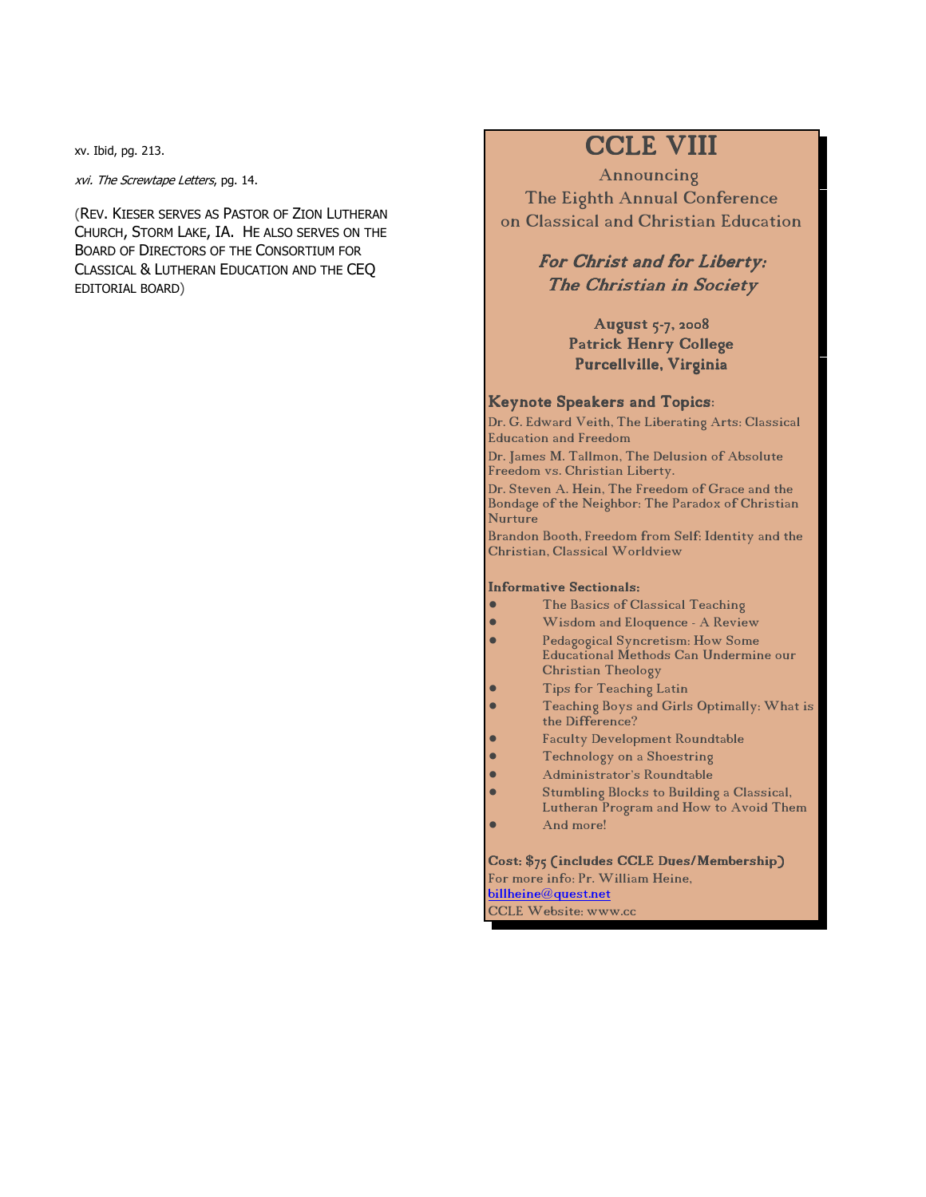xv. Ibid, pg. 213.

xvi. *The Screwtape Letters*, pg. 14.

(REV. KIESER SERVES AS PASTOR OF ZION LUTHERAN CHURCH, STORM LAKE, IA. HE ALSO SERVES ON THE BOARD OF DIRECTORS OF THE CONSORTIUM FOR CLASSICAL & LUTHERAN EDUCATION AND THE CEQ EDITORIAL BOARD)

# CCLE VIII

Announcing
The Eighth Annual Conference
on Classical and Christian Education

***For Christ and for Liberty:***
***The Christian in Society***

**August 5-7, 2008**
**Patrick Henry College**
**Purcellville, Virginia**

## Keynote Speakers and Topics:

Dr. G. Edward Veith, The Liberating Arts: Classical Education and Freedom

Dr. James M. Tallmon, The Delusion of Absolute Freedom vs. Christian Liberty.

Dr. Steven A. Hein, The Freedom of Grace and the Bondage of the Neighbor: The Paradox of Christian Nurture

Brandon Booth, Freedom from Self: Identity and the Christian, Classical Worldview

**Informative Sectionals:**

- The Basics of Classical Teaching
- Wisdom and Eloquence - A Review
- Pedagogical Syncretism: How Some Educational Methods Can Undermine our Christian Theology
- Tips for Teaching Latin
- Teaching Boys and Girls Optimally: What is the Difference?
- Faculty Development Roundtable
- Technology on a Shoestring
- Administrator's Roundtable
- Stumbling Blocks to Building a Classical, Lutheran Program and How to Avoid Them
- And more!

**Cost: $75 (includes CCLE Dues/Membership)**
For more info: Pr. William Heine,
billheine@quest.net
CCLE Website: www.cc